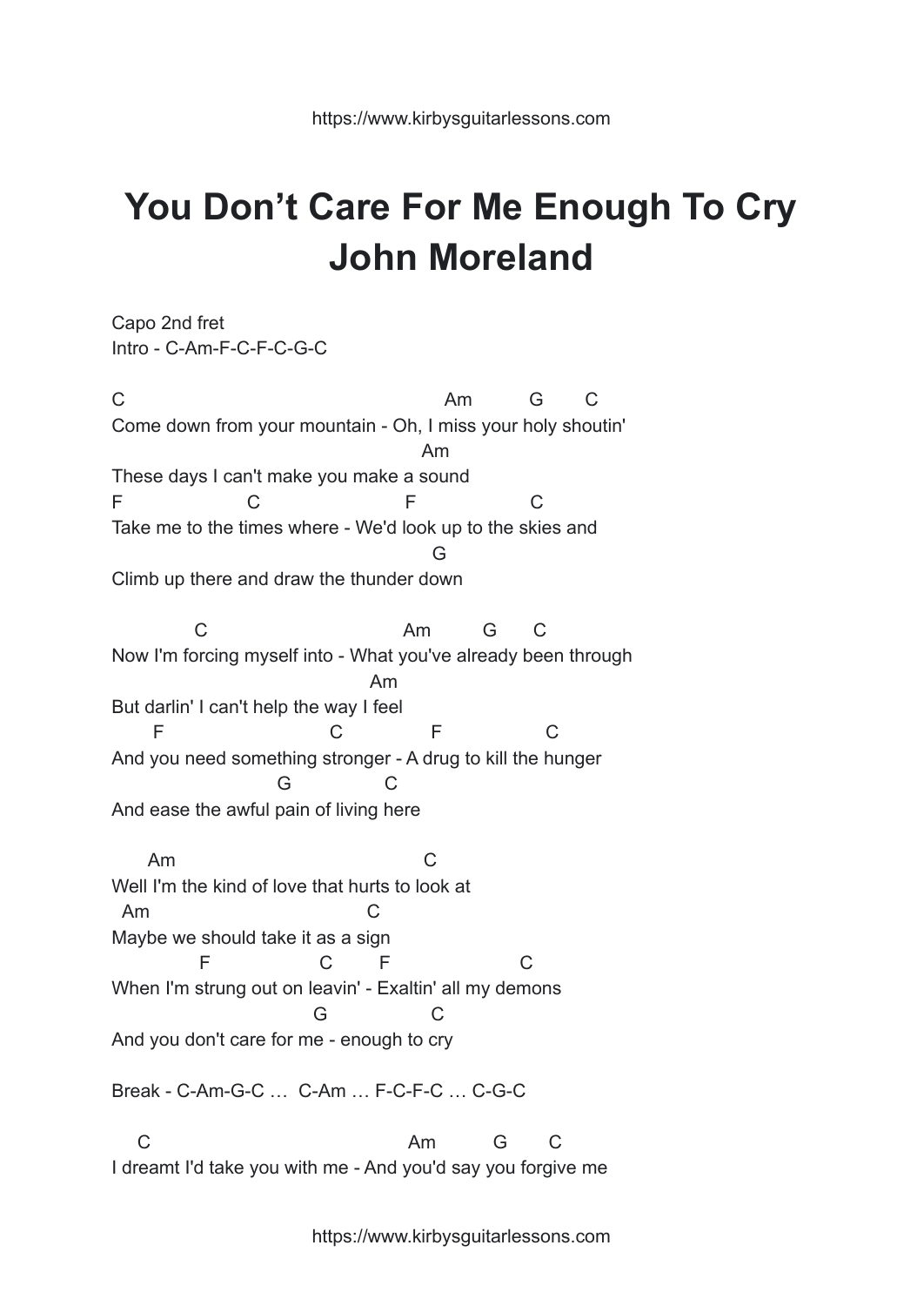# You Don't Care For Me Enough To Cry
# John Moreland

Capo 2nd fret
Intro - C-Am-F-C-F-C-G-C

```
C                                                  Am          G       C
Come down from your mountain - Oh, I miss your holy shoutin'
                                                 Am
These days I can't make you make a sound
F                   C                      F                  C
Take me to the times where - We'd look up to the skies and
                                                   G
Climb up there and draw the thunder down

             C                                Am         G      C
Now I'm forcing myself into - What you've already been through
                                         Am
But darlin' I can't help the way I feel
       F                           C              F                  C
And you need something stronger - A drug to kill the hunger
                          G               C
And ease the awful pain of living here

      Am                                        C
Well I'm the kind of love that hurts to look at
  Am                                      C
Maybe we should take it as a sign
              F                   C        F                      C
When I'm strung out on leavin' - Exaltin' all my demons
                               G                 C
And you don't care for me - enough to cry
```

Break - C-Am-G-C … C-Am … F-C-F-C … C-G-C

```
    C                                          Am          G       C
I dreamt I'd take you with me - And you'd say you forgive me
```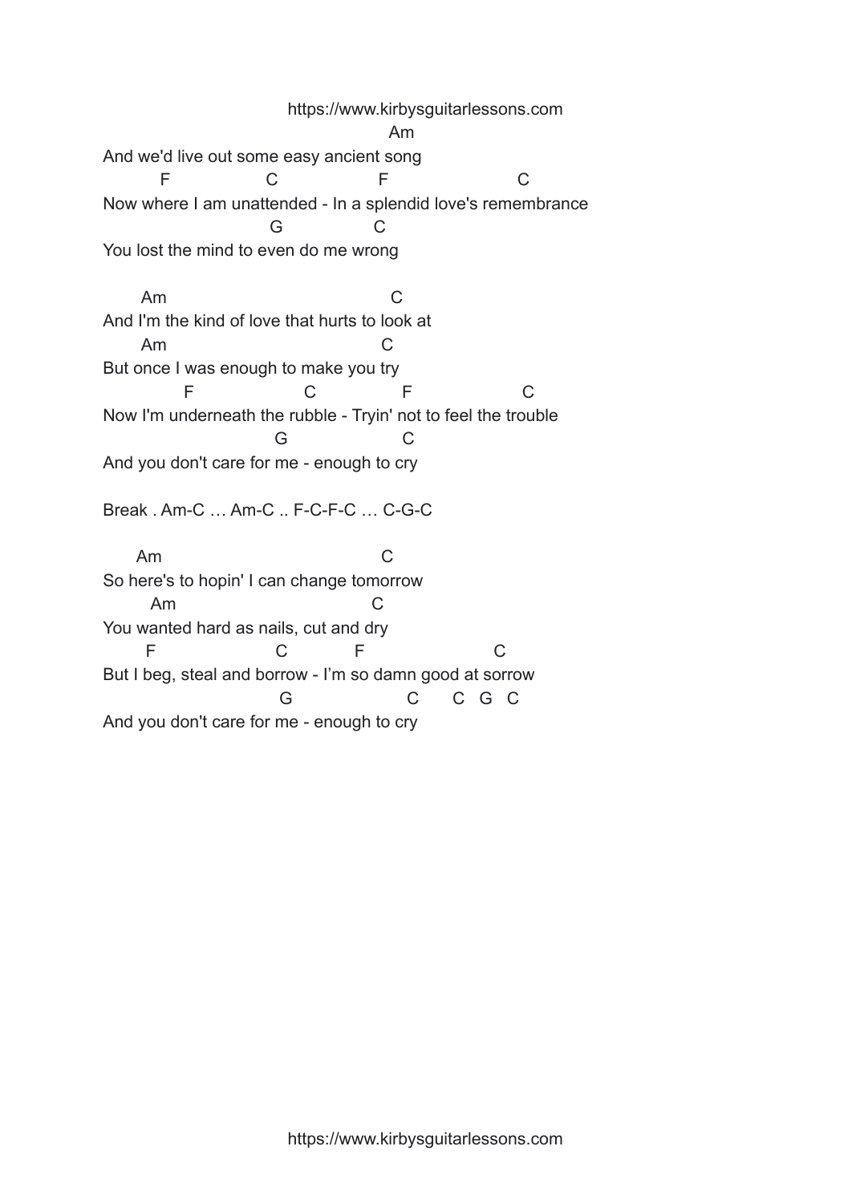```
                                               Am
And we'd live out some easy ancient song
          F                 C                  F                       C
Now where I am unattended - In a splendid love's remembrance
                              G               C
You lost the mind to even do me wrong

      Am                                    C
And I'm the kind of love that hurts to look at
      Am                                  C
But once I was enough to make you try
              F                    C               F                    C
Now I'm underneath the rubble - Tryin' not to feel the trouble
                               G                   C
And you don't care for me - enough to cry

Break . Am-C … Am-C .. F-C-F-C … C-G-C

      Am                                  C
So here's to hopin' I can change tomorrow
        Am                               C
You wanted hard as nails, cut and dry
        F                     C            F                      C
But I beg, steal and borrow - I'm so damn good at sorrow
                               G                     C      C  G  C
And you don't care for me - enough to cry
```